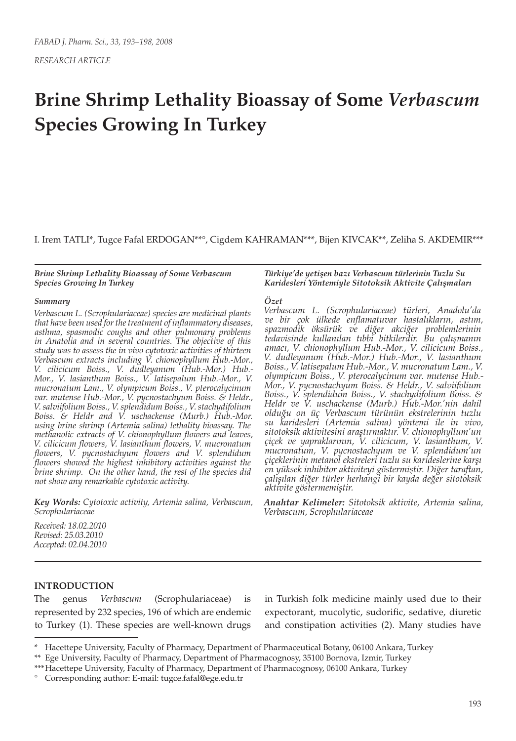*RESEARCH ARTICLE*

# Brine Shrimp Lethality Bioassay of Some *Verbascum* Species Growing In Turkey

I. Irem TATLI*, Tugce Fafal ERDOGAN**°, Cigdem KAHRAMAN***, Bijen KIVCAK**, Zeliha S. AKDEMIR***

***Brine Shrimp Lethality Bioassay of Some Verbascum Species Growing In Turkey***

***Summary***

*Verbascum L. (Scrophulariaceae) species are medicinal plants that have been used for the treatment of inflammatory diseases, asthma, spasmodic coughs and other pulmonary problems in Anatolia and in several countries. The objective of this study was to assess the in vivo cytotoxic activities of thirteen Verbascum extracts including V. chionophyllum Hub.-Mor., V. cilicicum Boiss., V. dudleyanum (Hub.-Mor.) Hub.-Mor., V. lasianthum Boiss., V. latisepalum Hub.-Mor., V. mucronatum Lam., V. olympicum Boiss., V. pterocalycinum var. mutense Hub.-Mor., V. pycnostachyum Boiss. & Heldr., V. salviifolium Boiss., V. splendidum Boiss., V. stachydifolium Boiss. & Heldr and V. uschackense (Murb.) Hub.-Mor. using brine shrimp (Artemia salina) lethality bioassay. The methanolic extracts of V. chionophyllum flowers and leaves, V. cilicicum flowers, V. lasianthum flowers, V. mucronatum flowers, V. pycnostachyum flowers and V. splendidum flowers showed the highest inhibitory activities against the brine shrimp. On the other hand, the rest of the species did not show any remarkable cytotoxic activity.*

***Key Words:*** *Cytotoxic activity, Artemia salina, Verbascum, Scrophulariaceae*

*Received: 18.02.2010*
*Revised: 25.03.2010*
*Accepted: 02.04.2010*

***Türkiye'de yetişen bazı Verbascum türlerinin Tuzlu Su Karidesleri Yöntemiyle Sitotoksik Aktivite Çalışmaları***

***Özet***

*Verbascum L. (Scrophulariaceae) türleri, Anadolu'da ve bir çok ülkede enflamatuvar hastalıkların, astım, spazmodik öksürük ve diğer akciğer problemlerinin tedavisinde kullanılan tıbbi bitkilerdir. Bu çalışmanın amacı, V. chionophyllum Hub.-Mor., V. cilicicum Boiss., V. dudleyanum (Hub.-Mor.) Hub.-Mor., V. lasianthum Boiss., V. latisepalum Hub.-Mor., V. mucronatum Lam., V. olympicum Boiss., V. pterocalycinum var. mutense Hub.-Mor., V. pycnostachyum Boiss. & Heldr., V. salviifolium Boiss., V. splendidum Boiss., V. stachydifolium Boiss. & Heldr ve V. uschackense (Murb.) Hub.-Mor.'nin dahil olduğu on üç Verbascum türünün ekstrelerinin tuzlu su karidesleri (Artemia salina) yöntemi ile in vivo, sitotoksik aktivitesini araştırmaktır. V. chionophyllum'un çiçek ve yapraklarının, V. cilicicum, V. lasianthum, V. mucronatum, V. pycnostachyum ve V. splendidum'un çiçeklerinin metanol ekstreleri tuzlu su karideslerine karşı en yüksek inhibitor aktiviteyi göstermiştir. Diğer taraftan, çalışılan diğer türler herhangi bir kayda değer sitotoksik aktivite göstermemiştir.*

***Anahtar Kelimeler:*** *Sitotoksik aktivite, Artemia salina, Verbascum, Scrophulariaceae*

## INTRODUCTION

The genus *Verbascum* (Scrophulariaceae) is represented by 232 species, 196 of which are endemic to Turkey (1). These species are well-known drugs in Turkish folk medicine mainly used due to their expectorant, mucolytic, sudorific, sedative, diuretic and constipation activities (2). Many studies have

---

\* Hacettepe University, Faculty of Pharmacy, Department of Pharmaceutical Botany, 06100 Ankara, Turkey
** Ege University, Faculty of Pharmacy, Department of Pharmacognosy, 35100 Bornova, Izmir, Turkey
*** Hacettepe University, Faculty of Pharmacy, Department of Pharmacognosy, 06100 Ankara, Turkey
° Corresponding author: E-mail: tugce.fafal@ege.edu.tr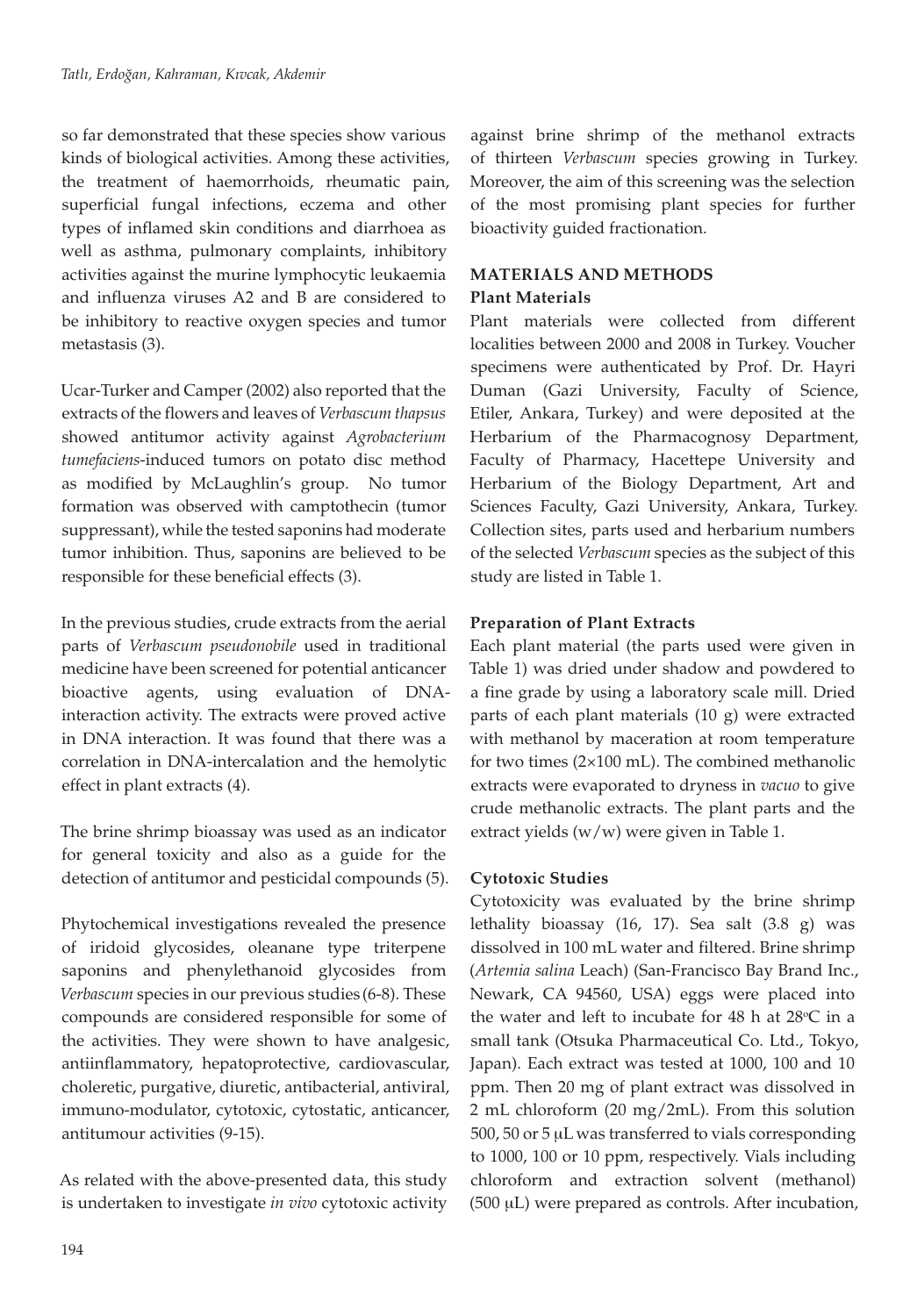so far demonstrated that these species show various kinds of biological activities. Among these activities, the treatment of haemorrhoids, rheumatic pain, superficial fungal infections, eczema and other types of inflamed skin conditions and diarrhoea as well as asthma, pulmonary complaints, inhibitory activities against the murine lymphocytic leukaemia and influenza viruses A2 and B are considered to be inhibitory to reactive oxygen species and tumor metastasis (3).

Ucar-Turker and Camper (2002) also reported that the extracts of the flowers and leaves of *Verbascum thapsus* showed antitumor activity against *Agrobacterium tumefaciens*-induced tumors on potato disc method as modified by McLaughlin's group. No tumor formation was observed with camptothecin (tumor suppressant), while the tested saponins had moderate tumor inhibition. Thus, saponins are believed to be responsible for these beneficial effects (3).

In the previous studies, crude extracts from the aerial parts of *Verbascum pseudonobile* used in traditional medicine have been screened for potential anticancer bioactive agents, using evaluation of DNA-interaction activity. The extracts were proved active in DNA interaction. It was found that there was a correlation in DNA-intercalation and the hemolytic effect in plant extracts (4).

The brine shrimp bioassay was used as an indicator for general toxicity and also as a guide for the detection of antitumor and pesticidal compounds (5).

Phytochemical investigations revealed the presence of iridoid glycosides, oleanane type triterpene saponins and phenylethanoid glycosides from *Verbascum* species in our previous studies (6-8). These compounds are considered responsible for some of the activities. They were shown to have analgesic, antiinflammatory, hepatoprotective, cardiovascular, choleretic, purgative, diuretic, antibacterial, antiviral, immuno-modulator, cytotoxic, cytostatic, anticancer, antitumour activities (9-15).

As related with the above-presented data, this study is undertaken to investigate *in vivo* cytotoxic activity against brine shrimp of the methanol extracts of thirteen *Verbascum* species growing in Turkey. Moreover, the aim of this screening was the selection of the most promising plant species for further bioactivity guided fractionation.

## MATERIALS AND METHODS

### Plant Materials

Plant materials were collected from different localities between 2000 and 2008 in Turkey. Voucher specimens were authenticated by Prof. Dr. Hayri Duman (Gazi University, Faculty of Science, Etiler, Ankara, Turkey) and were deposited at the Herbarium of the Pharmacognosy Department, Faculty of Pharmacy, Hacettepe University and Herbarium of the Biology Department, Art and Sciences Faculty, Gazi University, Ankara, Turkey. Collection sites, parts used and herbarium numbers of the selected *Verbascum* species as the subject of this study are listed in Table 1.

### Preparation of Plant Extracts

Each plant material (the parts used were given in Table 1) was dried under shadow and powdered to a fine grade by using a laboratory scale mill. Dried parts of each plant materials (10 g) were extracted with methanol by maceration at room temperature for two times (2×100 mL). The combined methanolic extracts were evaporated to dryness in *vacuo* to give crude methanolic extracts. The plant parts and the extract yields (w/w) were given in Table 1.

### Cytotoxic Studies

Cytotoxicity was evaluated by the brine shrimp lethality bioassay (16, 17). Sea salt (3.8 g) was dissolved in 100 mL water and filtered. Brine shrimp (*Artemia salina* Leach) (San-Francisco Bay Brand Inc., Newark, CA 94560, USA) eggs were placed into the water and left to incubate for 48 h at 28°C in a small tank (Otsuka Pharmaceutical Co. Ltd., Tokyo, Japan). Each extract was tested at 1000, 100 and 10 ppm. Then 20 mg of plant extract was dissolved in 2 mL chloroform (20 mg/2mL). From this solution 500, 50 or 5 μL was transferred to vials corresponding to 1000, 100 or 10 ppm, respectively. Vials including chloroform and extraction solvent (methanol) (500 μL) were prepared as controls. After incubation,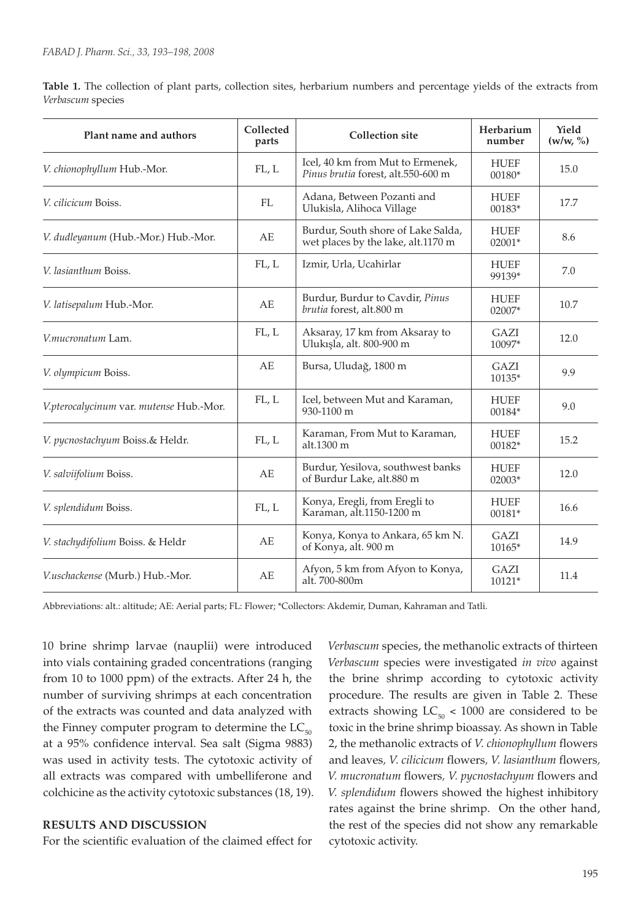**Table 1.** The collection of plant parts, collection sites, herbarium numbers and percentage yields of the extracts from *Verbascum* species

| Plant name and authors | Collected parts | Collection site | Herbarium number | Yield (w/w, %) |
|---|---|---|---|---|
| *V. chionophyllum* Hub.-Mor. | FL, L | Icel, 40 km from Mut to Ermenek, *Pinus brutia* forest, alt.550-600 m | HUEF 00180* | 15.0 |
| *V. cilicicum* Boiss. | FL | Adana, Between Pozanti and Ulukisla, Alihoca Village | HUEF 00183* | 17.7 |
| *V. dudleyanum* (Hub.-Mor.) Hub.-Mor. | AE | Burdur, South shore of Lake Salda, wet places by the lake, alt.1170 m | HUEF 02001* | 8.6 |
| *V. lasianthum* Boiss. | FL, L | Izmir, Urla, Ucahirlar | HUEF 99139* | 7.0 |
| *V. latisepalum* Hub.-Mor. | AE | Burdur, Burdur to Cavdir, *Pinus brutia* forest, alt.800 m | HUEF 02007* | 10.7 |
| *V.mucronatum* Lam. | FL, L | Aksaray, 17 km from Aksaray to Ulukışla, alt. 800-900 m | GAZI 10097* | 12.0 |
| *V. olympicum* Boiss. | AE | Bursa, Uludağ, 1800 m | GAZI 10135* | 9.9 |
| *V.pterocalycinum* var. *mutense* Hub.-Mor. | FL, L | Icel, between Mut and Karaman, 930-1100 m | HUEF 00184* | 9.0 |
| *V. pycnostachyum* Boiss.& Heldr. | FL, L | Karaman, From Mut to Karaman, alt.1300 m | HUEF 00182* | 15.2 |
| *V. salviifolium* Boiss. | AE | Burdur, Yesilova, southwest banks of Burdur Lake, alt.880 m | HUEF 02003* | 12.0 |
| *V. splendidum* Boiss. | FL, L | Konya, Eregli, from Eregli to Karaman, alt.1150-1200 m | HUEF 00181* | 16.6 |
| *V. stachydifolium* Boiss. & Heldr | AE | Konya, Konya to Ankara, 65 km N. of Konya, alt. 900 m | GAZI 10165* | 14.9 |
| *V.uschackense* (Murb.) Hub.-Mor. | AE | Afyon, 5 km from Afyon to Konya, alt. 700-800m | GAZI 10121* | 11.4 |

Abbreviations: alt.: altitude; AE: Aerial parts; FL: Flower; *Collectors: Akdemir, Duman, Kahraman and Tatli.

10 brine shrimp larvae (nauplii) were introduced into vials containing graded concentrations (ranging from 10 to 1000 ppm) of the extracts. After 24 h, the number of surviving shrimps at each concentration of the extracts was counted and data analyzed with the Finney computer program to determine the $LC_{50}$ at a 95% confidence interval. Sea salt (Sigma 9883) was used in activity tests. The cytotoxic activity of all extracts was compared with umbelliferone and colchicine as the activity cytotoxic substances (18, 19).

## RESULTS AND DISCUSSION

For the scientific evaluation of the claimed effect for *Verbascum* species, the methanolic extracts of thirteen *Verbascum* species were investigated *in vivo* against the brine shrimp according to cytotoxic activity procedure. The results are given in Table 2. These extracts showing $LC_{50} < 1000$ are considered to be toxic in the brine shrimp bioassay. As shown in Table 2, the methanolic extracts of *V. chionophyllum* flowers and leaves, *V. cilicicum* flowers, *V. lasianthum* flowers, *V. mucronatum* flowers, *V. pycnostachyum* flowers and *V. splendidum* flowers showed the highest inhibitory rates against the brine shrimp. On the other hand, the rest of the species did not show any remarkable cytotoxic activity.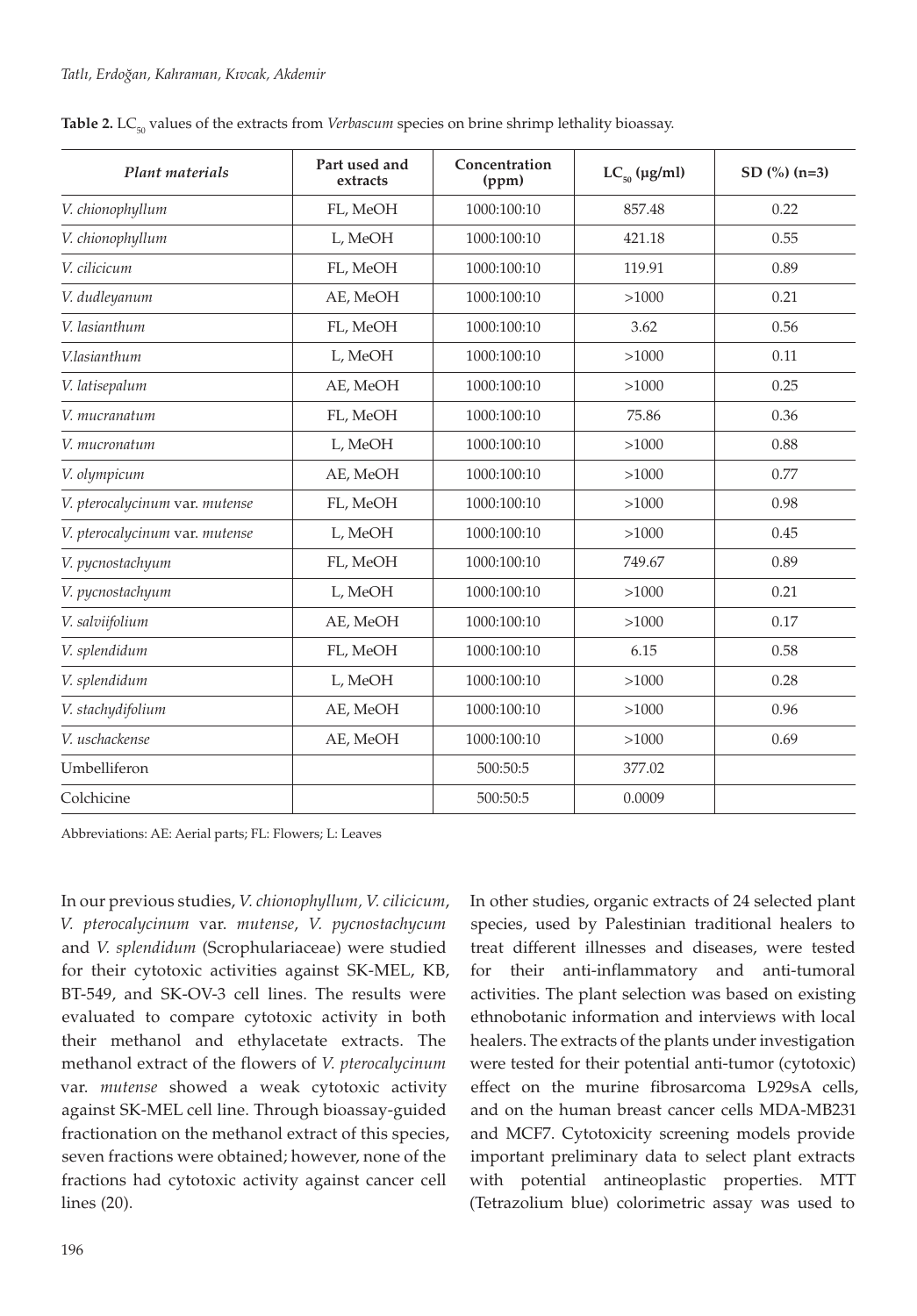**Table 2.** $LC_{50}$ values of the extracts from *Verbascum* species on brine shrimp lethality bioassay.

| *Plant materials* | Part used and extracts | Concentration (ppm) | $LC_{50}$ (μg/ml) | SD (%) (n=3) |
|---|---|---|---|---|
| *V. chionophyllum* | FL, MeOH | 1000:100:10 | 857.48 | 0.22 |
| *V. chionophyllum* | L, MeOH | 1000:100:10 | 421.18 | 0.55 |
| *V. cilicicum* | FL, MeOH | 1000:100:10 | 119.91 | 0.89 |
| *V. dudleyanum* | AE, MeOH | 1000:100:10 | >1000 | 0.21 |
| *V. lasianthum* | FL, MeOH | 1000:100:10 | 3.62 | 0.56 |
| *V.lasianthum* | L, MeOH | 1000:100:10 | >1000 | 0.11 |
| *V. latisepalum* | AE, MeOH | 1000:100:10 | >1000 | 0.25 |
| *V. mucranatum* | FL, MeOH | 1000:100:10 | 75.86 | 0.36 |
| *V. mucronatum* | L, MeOH | 1000:100:10 | >1000 | 0.88 |
| *V. olympicum* | AE, MeOH | 1000:100:10 | >1000 | 0.77 |
| *V. pterocalycinum* var. *mutense* | FL, MeOH | 1000:100:10 | >1000 | 0.98 |
| *V. pterocalycinum* var. *mutense* | L, MeOH | 1000:100:10 | >1000 | 0.45 |
| *V. pycnostachyum* | FL, MeOH | 1000:100:10 | 749.67 | 0.89 |
| *V. pycnostachyum* | L, MeOH | 1000:100:10 | >1000 | 0.21 |
| *V. salviifolium* | AE, MeOH | 1000:100:10 | >1000 | 0.17 |
| *V. splendidum* | FL, MeOH | 1000:100:10 | 6.15 | 0.58 |
| *V. splendidum* | L, MeOH | 1000:100:10 | >1000 | 0.28 |
| *V. stachydifolium* | AE, MeOH | 1000:100:10 | >1000 | 0.96 |
| *V. uschackense* | AE, MeOH | 1000:100:10 | >1000 | 0.69 |
| Umbelliferon | | 500:50:5 | 377.02 | |
| Colchicine | | 500:50:5 | 0.0009 | |

Abbreviations: AE: Aerial parts; FL: Flowers; L: Leaves

In our previous studies, *V. chionophyllum, V. cilicicum*, *V. pterocalycinum* var. *mutense*, *V. pycnostachycum* and *V. splendidum* (Scrophulariaceae) were studied for their cytotoxic activities against SK-MEL, KB, BT-549, and SK-OV-3 cell lines. The results were evaluated to compare cytotoxic activity in both their methanol and ethylacetate extracts. The methanol extract of the flowers of *V. pterocalycinum* var. *mutense* showed a weak cytotoxic activity against SK-MEL cell line. Through bioassay-guided fractionation on the methanol extract of this species, seven fractions were obtained; however, none of the fractions had cytotoxic activity against cancer cell lines (20).

In other studies, organic extracts of 24 selected plant species, used by Palestinian traditional healers to treat different illnesses and diseases, were tested for their anti-inflammatory and anti-tumoral activities. The plant selection was based on existing ethnobotanic information and interviews with local healers. The extracts of the plants under investigation were tested for their potential anti-tumor (cytotoxic) effect on the murine fibrosarcoma L929sA cells, and on the human breast cancer cells MDA-MB231 and MCF7. Cytotoxicity screening models provide important preliminary data to select plant extracts with potential antineoplastic properties. MTT (Tetrazolium blue) colorimetric assay was used to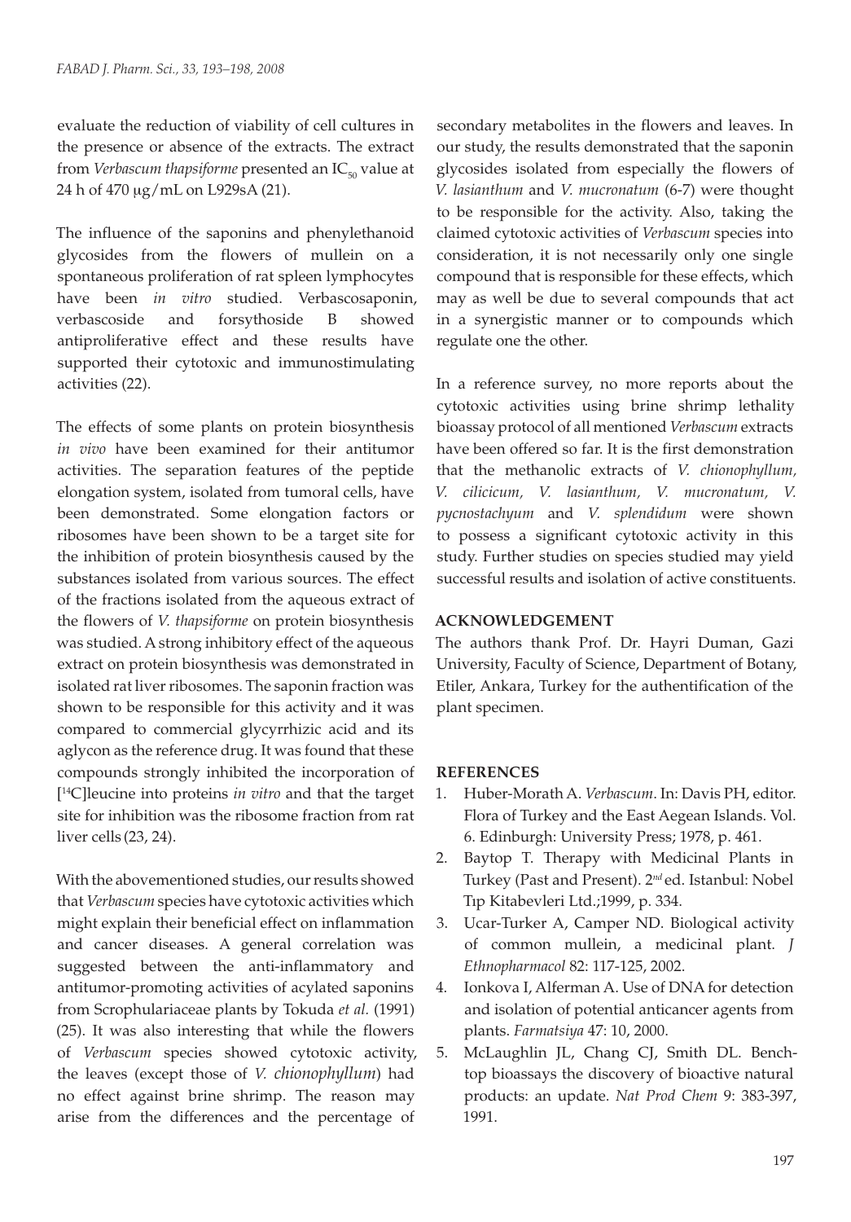evaluate the reduction of viability of cell cultures in the presence or absence of the extracts. The extract from *Verbascum thapsiforme* presented an $IC_{50}$ value at 24 h of 470 μg/mL on L929sA (21).

The influence of the saponins and phenylethanoid glycosides from the flowers of mullein on a spontaneous proliferation of rat spleen lymphocytes have been *in vitro* studied. Verbascosaponin, verbascoside and forsythoside B showed antiproliferative effect and these results have supported their cytotoxic and immunostimulating activities (22).

The effects of some plants on protein biosynthesis *in vivo* have been examined for their antitumor activities. The separation features of the peptide elongation system, isolated from tumoral cells, have been demonstrated. Some elongation factors or ribosomes have been shown to be a target site for the inhibition of protein biosynthesis caused by the substances isolated from various sources. The effect of the fractions isolated from the aqueous extract of the flowers of *V. thapsiforme* on protein biosynthesis was studied. A strong inhibitory effect of the aqueous extract on protein biosynthesis was demonstrated in isolated rat liver ribosomes. The saponin fraction was shown to be responsible for this activity and it was compared to commercial glycyrrhizic acid and its aglycon as the reference drug. It was found that these compounds strongly inhibited the incorporation of [$^{14}$C]leucine into proteins *in vitro* and that the target site for inhibition was the ribosome fraction from rat liver cells (23, 24).

With the abovementioned studies, our results showed that *Verbascum* species have cytotoxic activities which might explain their beneficial effect on inflammation and cancer diseases. A general correlation was suggested between the anti-inflammatory and antitumor-promoting activities of acylated saponins from Scrophulariaceae plants by Tokuda *et al.* (1991) (25). It was also interesting that while the flowers of *Verbascum* species showed cytotoxic activity, the leaves (except those of *V. chionophyllum*) had no effect against brine shrimp. The reason may arise from the differences and the percentage of secondary metabolites in the flowers and leaves. In our study, the results demonstrated that the saponin glycosides isolated from especially the flowers of *V. lasianthum* and *V. mucronatum* (6-7) were thought to be responsible for the activity. Also, taking the claimed cytotoxic activities of *Verbascum* species into consideration, it is not necessarily only one single compound that is responsible for these effects, which may as well be due to several compounds that act in a synergistic manner or to compounds which regulate one the other.

In a reference survey, no more reports about the cytotoxic activities using brine shrimp lethality bioassay protocol of all mentioned *Verbascum* extracts have been offered so far. It is the first demonstration that the methanolic extracts of *V. chionophyllum, V. cilicicum, V. lasianthum, V. mucronatum, V. pycnostachyum* and *V. splendidum* were shown to possess a significant cytotoxic activity in this study. Further studies on species studied may yield successful results and isolation of active constituents.

## ACKNOWLEDGEMENT

The authors thank Prof. Dr. Hayri Duman, Gazi University, Faculty of Science, Department of Botany, Etiler, Ankara, Turkey for the authentification of the plant specimen.

## REFERENCES

1. Huber-Morath A. *Verbascum*. In: Davis PH, editor. Flora of Turkey and the East Aegean Islands. Vol. 6. Edinburgh: University Press; 1978, p. 461.
2. Baytop T. Therapy with Medicinal Plants in Turkey (Past and Present). 2*nd* ed. Istanbul: Nobel Tıp Kitabevleri Ltd.;1999, p. 334.
3. Ucar-Turker A, Camper ND. Biological activity of common mullein, a medicinal plant. *J Ethnopharmacol* 82: 117-125, 2002.
4. Ionkova I, Alferman A. Use of DNA for detection and isolation of potential anticancer agents from plants. *Farmatsiya* 47: 10, 2000.
5. McLaughlin JL, Chang CJ, Smith DL. Bench-top bioassays the discovery of bioactive natural products: an update. *Nat Prod Chem* 9: 383-397, 1991.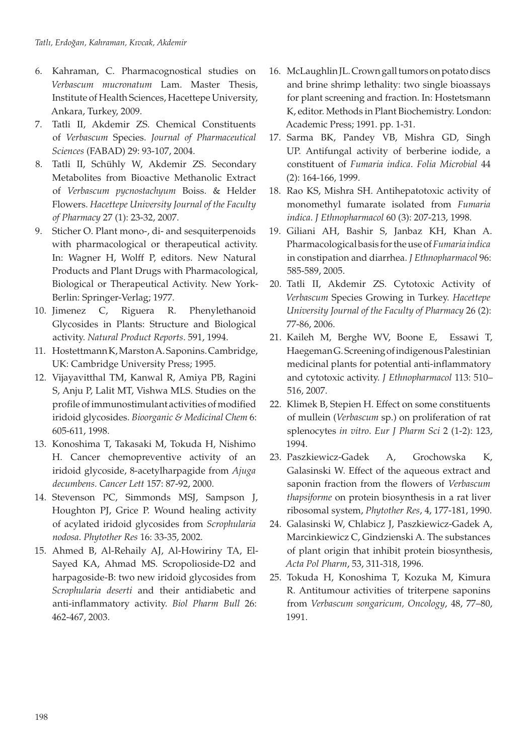6. Kahraman, C. Pharmacognostical studies on *Verbascum mucronatum* Lam. Master Thesis, Institute of Health Sciences, Hacettepe University, Ankara, Turkey, 2009.
7. Tatli II, Akdemir ZS. Chemical Constituents of *Verbascum* Species. *Journal of Pharmaceutical Sciences* (FABAD) 29: 93-107, 2004.
8. Tatli II, Schühly W, Akdemir ZS. Secondary Metabolites from Bioactive Methanolic Extract of *Verbascum pycnostachyum* Boiss. & Helder Flowers. *Hacettepe University Journal of the Faculty of Pharmacy* 27 (1): 23-32, 2007.
9. Sticher O. Plant mono-, di- and sesquiterpenoids with pharmacological or therapeutical activity. In: Wagner H, Wolff P, editors. New Natural Products and Plant Drugs with Pharmacological, Biological or Therapeutical Activity. New York-Berlin: Springer-Verlag; 1977.
10. Jimenez C, Riguera R. Phenylethanoid Glycosides in Plants: Structure and Biological activity. *Natural Product Reports*. 591, 1994.
11. Hostettmann K, Marston A. Saponins. Cambridge, UK: Cambridge University Press; 1995.
12. Vijayavitthal TM, Kanwal R, Amiya PB, Ragini S, Anju P, Lalit MT, Vishwa MLS. Studies on the profile of immunostimulant activities of modified iridoid glycosides. *Bioorganic & Medicinal Chem* 6: 605-611, 1998.
13. Konoshima T, Takasaki M, Tokuda H, Nishimo H. Cancer chemopreventive activity of an iridoid glycoside, 8-acetylharpagide from *Ajuga decumbens. Cancer Lett* 157: 87-92, 2000.
14. Stevenson PC, Simmonds MSJ, Sampson J, Houghton PJ, Grice P. Wound healing activity of acylated iridoid glycosides from *Scrophularia nodosa*. *Phytother Res* 16: 33-35, 2002.
15. Ahmed B, Al-Rehaily AJ, Al-Howiriny TA, El-Sayed KA, Ahmad MS. Scropolioside-D2 and harpagoside-B: two new iridoid glycosides from *Scrophularia deserti* and their antidiabetic and anti-inflammatory activity. *Biol Pharm Bull* 26: 462-467, 2003.
16. McLaughlin JL. Crown gall tumors on potato discs and brine shrimp lethality: two single bioassays for plant screening and fraction. In: Hostetsmann K, editor. Methods in Plant Biochemistry. London: Academic Press; 1991. pp. 1-31.
17. Sarma BK, Pandey VB, Mishra GD, Singh UP. Antifungal activity of berberine iodide, a constituent of *Fumaria indica*. *Folia Microbial* 44 (2): 164-166, 1999.
18. Rao KS, Mishra SH. Antihepatotoxic activity of monomethyl fumarate isolated from *Fumaria indica*. *J Ethnopharmacol* 60 (3): 207-213, 1998.
19. Giliani AH, Bashir S, Janbaz KH, Khan A. Pharmacological basis for the use of *Fumaria indica* in constipation and diarrhea. *J Ethnopharmacol* 96: 585-589, 2005.
20. Tatli II, Akdemir ZS. Cytotoxic Activity of *Verbascum* Species Growing in Turkey. *Hacettepe University Journal of the Faculty of Pharmacy* 26 (2): 77-86, 2006.
21. Kaileh M, Berghe WV, Boone E, Essawi T, Haegeman G. Screening of indigenous Palestinian medicinal plants for potential anti-inflammatory and cytotoxic activity. *J Ethnopharmacol* 113: 510–516, 2007.
22. Klimek B, Stepien H. Effect on some constituents of mullein (*Verbascum* sp.) on proliferation of rat splenocytes *in vitro*. *Eur J Pharm Sci* 2 (1-2): 123, 1994.
23. Paszkiewicz-Gadek A, Grochowska K, Galasinski W. Effect of the aqueous extract and saponin fraction from the flowers of *Verbascum thapsiforme* on protein biosynthesis in a rat liver ribosomal system, *Phytother Res*, 4, 177-181, 1990.
24. Galasinski W, Chlabicz J, Paszkiewicz-Gadek A, Marcinkiewicz C, Gindzienski A. The substances of plant origin that inhibit protein biosynthesis, *Acta Pol Pharm*, 53, 311-318, 1996.
25. Tokuda H, Konoshima T, Kozuka M, Kimura R. Antitumour activities of triterpene saponins from *Verbascum songaricum, Oncology*, 48, 77–80, 1991.